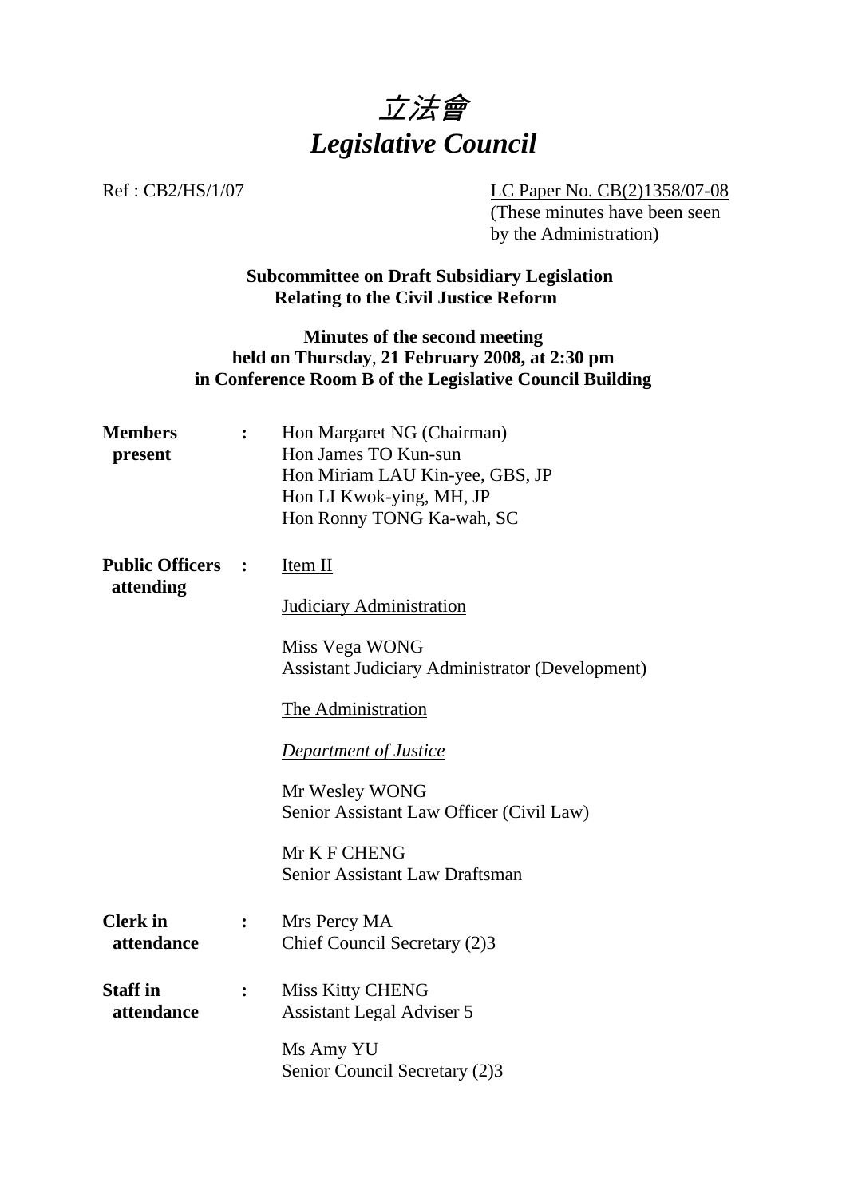# *立法會*
# *Legislative Council*

Ref : CB2/HS/1/07

LC Paper No. CB(2)1358/07-08
(These minutes have been seen by the Administration)

**Subcommittee on Draft Subsidiary Legislation Relating to the Civil Justice Reform**

**Minutes of the second meeting held on Thursday, 21 February 2008, at 2:30 pm in Conference Room B of the Legislative Council Building**

| | | |
|---|---|---|
| **Members present** | **:** | Hon Margaret NG (Chairman)<br>Hon James TO Kun-sun<br>Hon Miriam LAU Kin-yee, GBS, JP<br>Hon LI Kwok-ying, MH, JP<br>Hon Ronny TONG Ka-wah, SC |
| **Public Officers attending** | **:** | Item II<br><br>Judiciary Administration<br><br>Miss Vega WONG<br>Assistant Judiciary Administrator (Development)<br><br>The Administration<br><br>*Department of Justice*<br><br>Mr Wesley WONG<br>Senior Assistant Law Officer (Civil Law)<br><br>Mr K F CHENG<br>Senior Assistant Law Draftsman |
| **Clerk in attendance** | **:** | Mrs Percy MA<br>Chief Council Secretary (2)3 |
| **Staff in attendance** | **:** | Miss Kitty CHENG<br>Assistant Legal Adviser 5<br><br>Ms Amy YU<br>Senior Council Secretary (2)3 |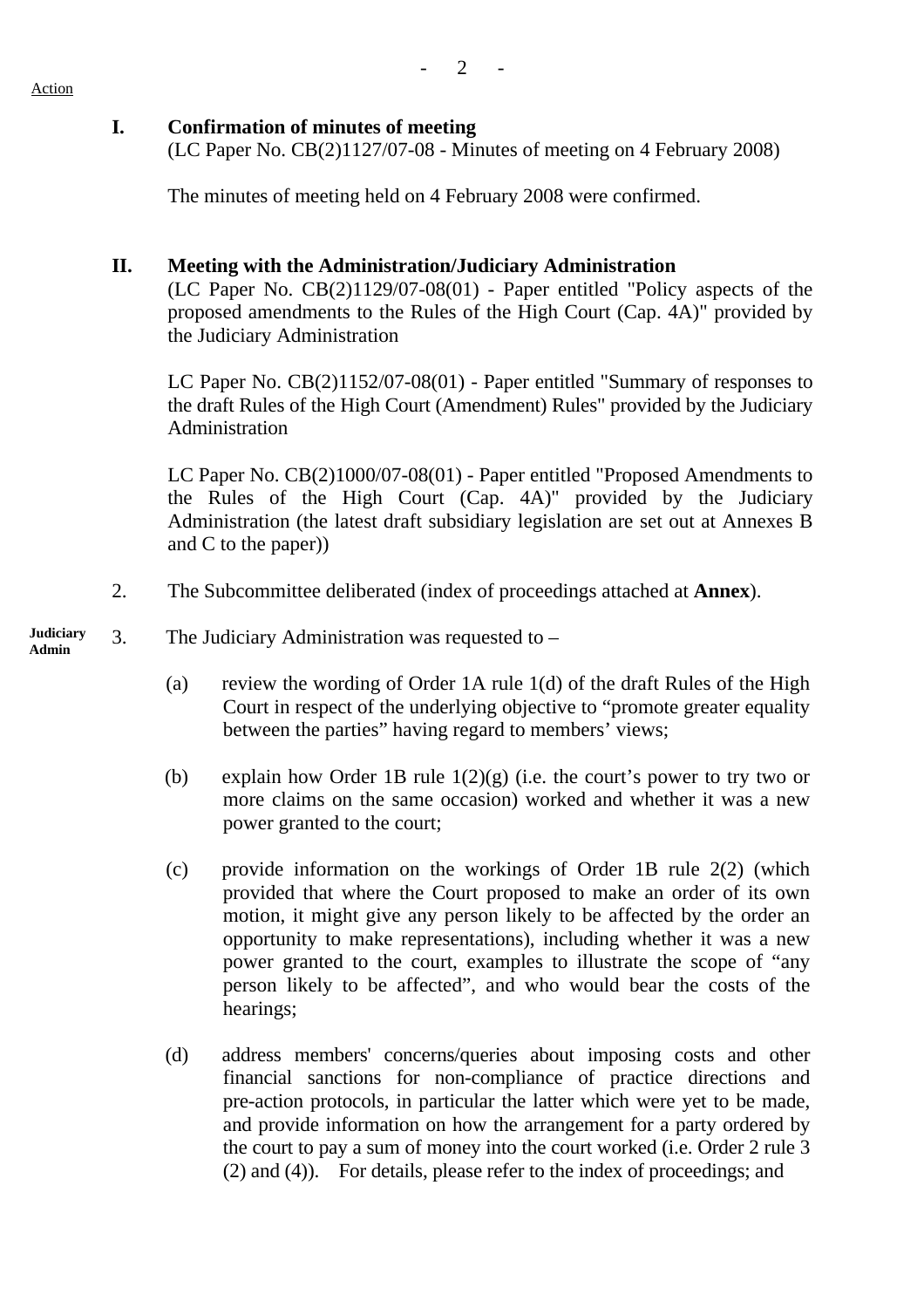Action

**I. Confirmation of minutes of meeting**
(LC Paper No. CB(2)1127/07-08 - Minutes of meeting on 4 February 2008)

The minutes of meeting held on 4 February 2008 were confirmed.

**II. Meeting with the Administration/Judiciary Administration**
(LC Paper No. CB(2)1129/07-08(01) - Paper entitled "Policy aspects of the proposed amendments to the Rules of the High Court (Cap. 4A)" provided by the Judiciary Administration

LC Paper No. CB(2)1152/07-08(01) - Paper entitled "Summary of responses to the draft Rules of the High Court (Amendment) Rules" provided by the Judiciary Administration

LC Paper No. CB(2)1000/07-08(01) - Paper entitled "Proposed Amendments to the Rules of the High Court (Cap. 4A)" provided by the Judiciary Administration (the latest draft subsidiary legislation are set out at Annexes B and C to the paper))

2. The Subcommittee deliberated (index of proceedings attached at **Annex**).

**Judiciary Admin**

3. The Judiciary Administration was requested to –

(a) review the wording of Order 1A rule 1(d) of the draft Rules of the High Court in respect of the underlying objective to "promote greater equality between the parties" having regard to members' views;

(b) explain how Order 1B rule 1(2)(g) (i.e. the court's power to try two or more claims on the same occasion) worked and whether it was a new power granted to the court;

(c) provide information on the workings of Order 1B rule 2(2) (which provided that where the Court proposed to make an order of its own motion, it might give any person likely to be affected by the order an opportunity to make representations), including whether it was a new power granted to the court, examples to illustrate the scope of "any person likely to be affected", and who would bear the costs of the hearings;

(d) address members' concerns/queries about imposing costs and other financial sanctions for non-compliance of practice directions and pre-action protocols, in particular the latter which were yet to be made, and provide information on how the arrangement for a party ordered by the court to pay a sum of money into the court worked (i.e. Order 2 rule 3 (2) and (4)). For details, please refer to the index of proceedings; and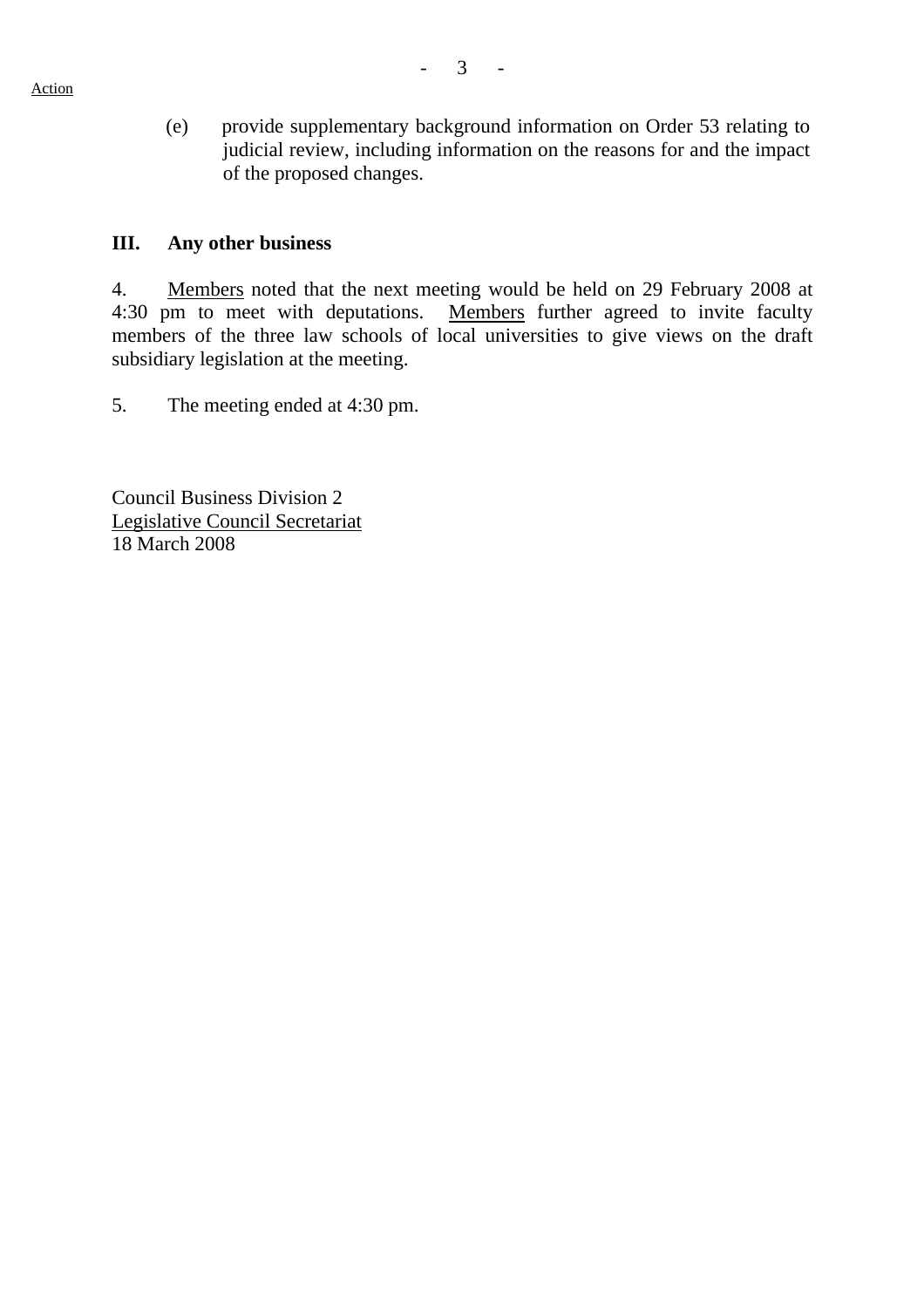Action

(e) provide supplementary background information on Order 53 relating to judicial review, including information on the reasons for and the impact of the proposed changes.

## III. Any other business

4. Members noted that the next meeting would be held on 29 February 2008 at 4:30 pm to meet with deputations. Members further agreed to invite faculty members of the three law schools of local universities to give views on the draft subsidiary legislation at the meeting.

5. The meeting ended at 4:30 pm.

Council Business Division 2
Legislative Council Secretariat
18 March 2008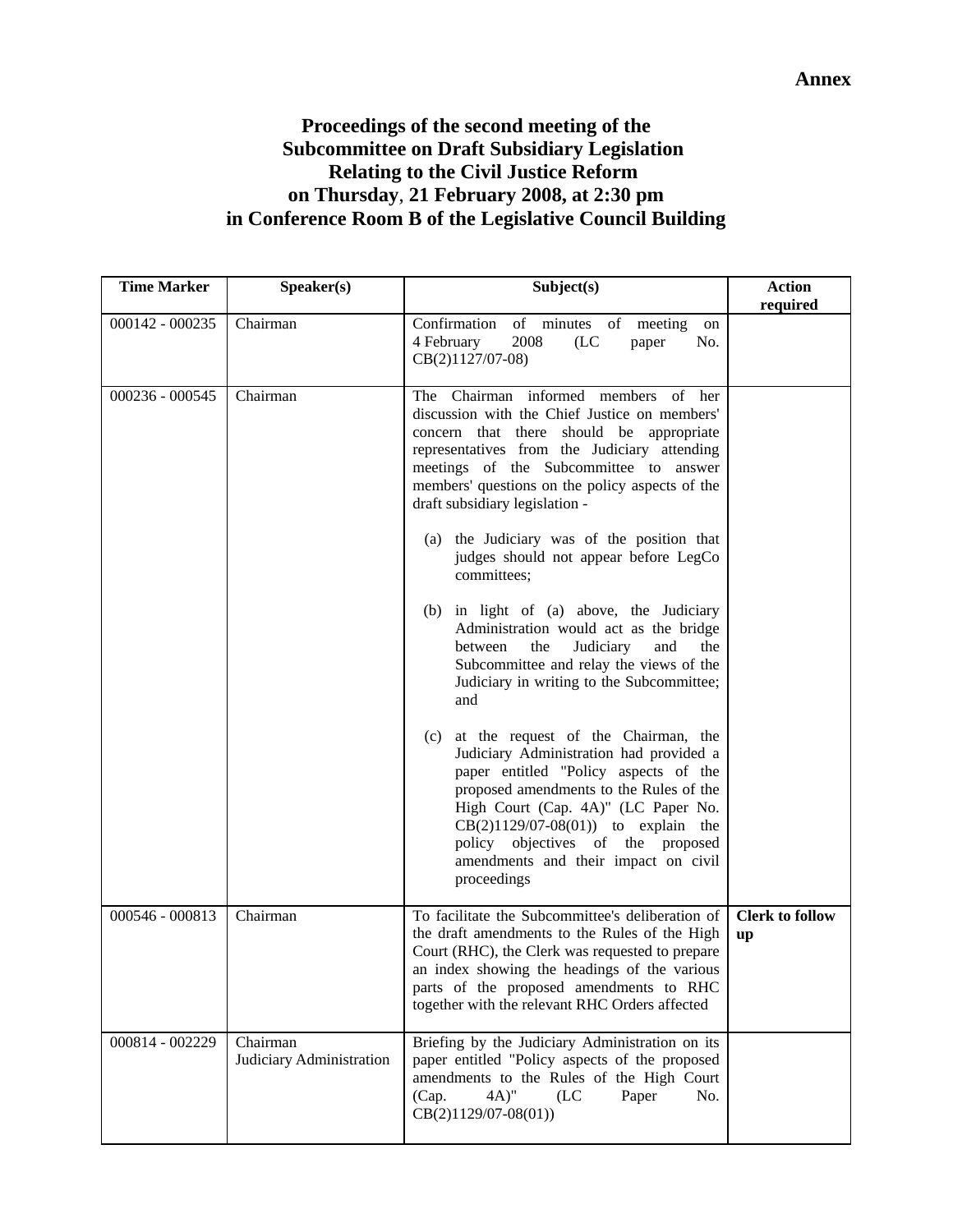**Annex**

# Proceedings of the second meeting of the Subcommittee on Draft Subsidiary Legislation Relating to the Civil Justice Reform on Thursday, 21 February 2008, at 2:30 pm in Conference Room B of the Legislative Council Building

| Time Marker | Speaker(s) | Subject(s) | Action required |
|---|---|---|---|
| 000142 - 000235 | Chairman | Confirmation of minutes of meeting on 4 February 2008 (LC paper No. CB(2)1127/07-08) | |
| 000236 - 000545 | Chairman | The Chairman informed members of her discussion with the Chief Justice on members' concern that there should be appropriate representatives from the Judiciary attending meetings of the Subcommittee to answer members' questions on the policy aspects of the draft subsidiary legislation - <br><br> (a) the Judiciary was of the position that judges should not appear before LegCo committees; <br><br> (b) in light of (a) above, the Judiciary Administration would act as the bridge between the Judiciary and the Subcommittee and relay the views of the Judiciary in writing to the Subcommittee; and <br><br> (c) at the request of the Chairman, the Judiciary Administration had provided a paper entitled "Policy aspects of the proposed amendments to the Rules of the High Court (Cap. 4A)" (LC Paper No. CB(2)1129/07-08(01)) to explain the policy objectives of the proposed amendments and their impact on civil proceedings | |
| 000546 - 000813 | Chairman | To facilitate the Subcommittee's deliberation of the draft amendments to the Rules of the High Court (RHC), the Clerk was requested to prepare an index showing the headings of the various parts of the proposed amendments to RHC together with the relevant RHC Orders affected | **Clerk to follow up** |
| 000814 - 002229 | Chairman<br>Judiciary Administration | Briefing by the Judiciary Administration on its paper entitled "Policy aspects of the proposed amendments to the Rules of the High Court (Cap. 4A)" (LC Paper No. CB(2)1129/07-08(01)) | |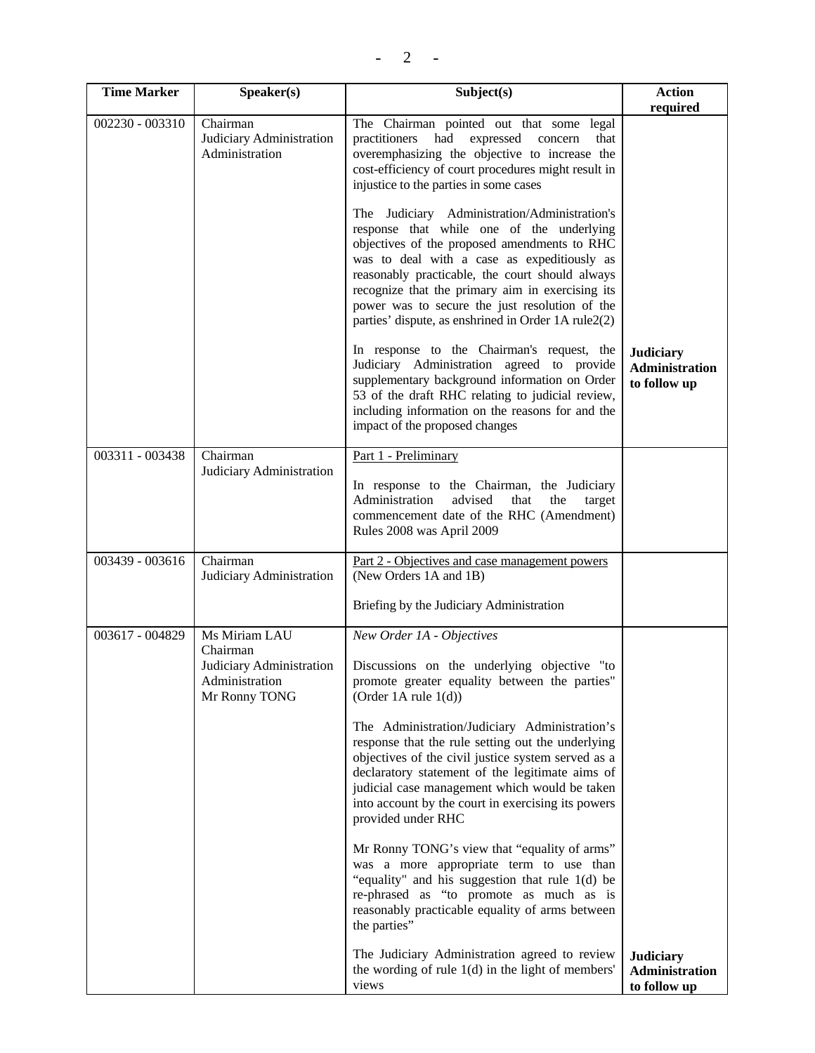| Time Marker | Speaker(s) | Subject(s) | Action required |
| --- | --- | --- | --- |
| 002230 - 003310 | Chairman<br>Judiciary Administration<br>Administration | The Chairman pointed out that some legal practitioners had expressed concern that overemphasizing the objective to increase the cost-efficiency of court procedures might result in injustice to the parties in some cases<br><br>The Judiciary Administration/Administration's response that while one of the underlying objectives of the proposed amendments to RHC was to deal with a case as expeditiously as reasonably practicable, the court should always recognize that the primary aim in exercising its power was to secure the just resolution of the parties' dispute, as enshrined in Order 1A rule2(2)<br><br>In response to the Chairman's request, the Judiciary Administration agreed to provide supplementary background information on Order 53 of the draft RHC relating to judicial review, including information on the reasons for and the impact of the proposed changes | **Judiciary Administration to follow up** |
| 003311 - 003438 | Chairman<br>Judiciary Administration | <u>Part 1 - Preliminary</u><br><br>In response to the Chairman, the Judiciary Administration advised that the target commencement date of the RHC (Amendment) Rules 2008 was April 2009 | |
| 003439 - 003616 | Chairman<br>Judiciary Administration | <u>Part 2 - Objectives and case management powers</u> (New Orders 1A and 1B)<br><br>Briefing by the Judiciary Administration | |
| 003617 - 004829 | Ms Miriam LAU<br>Chairman<br>Judiciary Administration<br>Administration<br>Mr Ronny TONG | *New Order 1A - Objectives*<br><br>Discussions on the underlying objective "to promote greater equality between the parties" (Order 1A rule 1(d))<br><br>The Administration/Judiciary Administration's response that the rule setting out the underlying objectives of the civil justice system served as a declaratory statement of the legitimate aims of judicial case management which would be taken into account by the court in exercising its powers provided under RHC<br><br>Mr Ronny TONG's view that "equality of arms" was a more appropriate term to use than "equality" and his suggestion that rule 1(d) be re-phrased as "to promote as much as is reasonably practicable equality of arms between the parties"<br><br>The Judiciary Administration agreed to review the wording of rule 1(d) in the light of members' views | **Judiciary Administration to follow up** |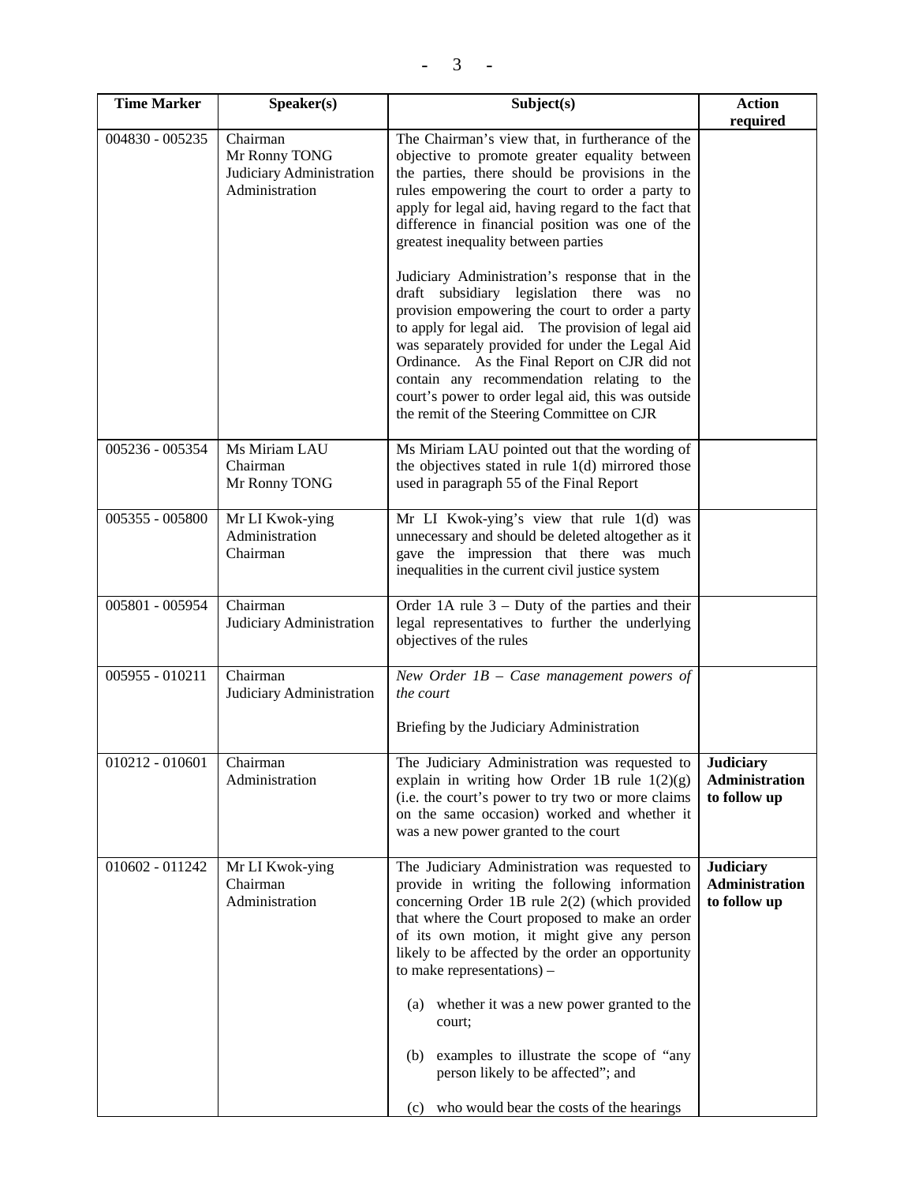| Time Marker | Speaker(s) | Subject(s) | Action required |
|---|---|---|---|
| 004830 - 005235 | Chairman<br>Mr Ronny TONG<br>Judiciary Administration<br>Administration | The Chairman's view that, in furtherance of the objective to promote greater equality between the parties, there should be provisions in the rules empowering the court to order a party to apply for legal aid, having regard to the fact that difference in financial position was one of the greatest inequality between parties<br><br>Judiciary Administration's response that in the draft subsidiary legislation there was no provision empowering the court to order a party to apply for legal aid. The provision of legal aid was separately provided for under the Legal Aid Ordinance. As the Final Report on CJR did not contain any recommendation relating to the court's power to order legal aid, this was outside the remit of the Steering Committee on CJR | |
| 005236 - 005354 | Ms Miriam LAU<br>Chairman<br>Mr Ronny TONG | Ms Miriam LAU pointed out that the wording of the objectives stated in rule 1(d) mirrored those used in paragraph 55 of the Final Report | |
| 005355 - 005800 | Mr LI Kwok-ying<br>Administration<br>Chairman | Mr LI Kwok-ying's view that rule 1(d) was unnecessary and should be deleted altogether as it gave the impression that there was much inequalities in the current civil justice system | |
| 005801 - 005954 | Chairman<br>Judiciary Administration | Order 1A rule 3 – Duty of the parties and their legal representatives to further the underlying objectives of the rules | |
| 005955 - 010211 | Chairman<br>Judiciary Administration | *New Order 1B – Case management powers of the court*<br><br>Briefing by the Judiciary Administration | |
| 010212 - 010601 | Chairman<br>Administration | The Judiciary Administration was requested to explain in writing how Order 1B rule 1(2)(g) (i.e. the court's power to try two or more claims on the same occasion) worked and whether it was a new power granted to the court | **Judiciary Administration to follow up** |
| 010602 - 011242 | Mr LI Kwok-ying<br>Chairman<br>Administration | The Judiciary Administration was requested to provide in writing the following information concerning Order 1B rule 2(2) (which provided that where the Court proposed to make an order of its own motion, it might give any person likely to be affected by the order an opportunity to make representations) –<br><br>(a) whether it was a new power granted to the court;<br><br>(b) examples to illustrate the scope of "any person likely to be affected"; and<br><br>(c) who would bear the costs of the hearings | **Judiciary Administration to follow up** |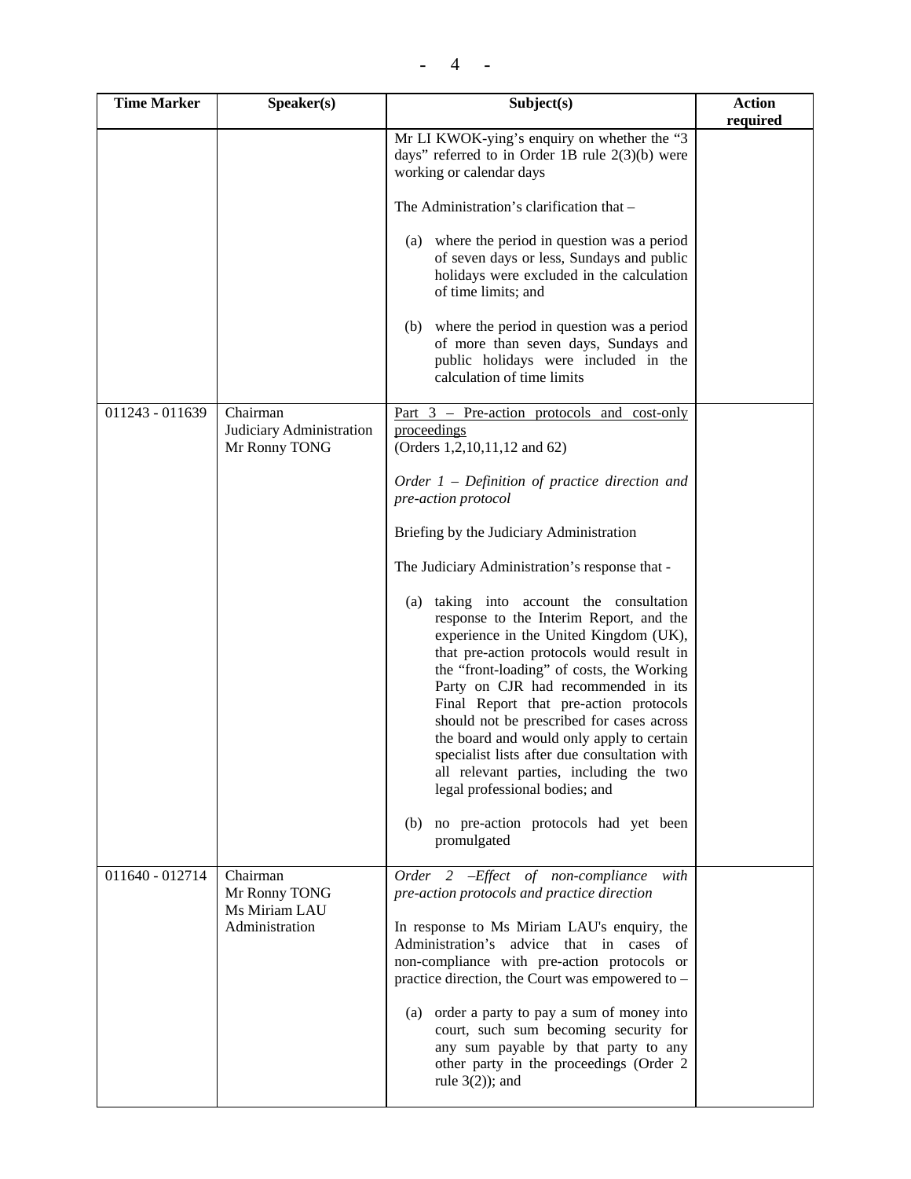| Time Marker | Speaker(s) | Subject(s) | Action required |
|---|---|---|---|
| | | Mr LI KWOK-ying's enquiry on whether the "3 days" referred to in Order 1B rule 2(3)(b) were working or calendar days<br><br>The Administration's clarification that –<br><br>(a) where the period in question was a period of seven days or less, Sundays and public holidays were excluded in the calculation of time limits; and<br><br>(b) where the period in question was a period of more than seven days, Sundays and public holidays were included in the calculation of time limits | |
| 011243 - 011639 | Chairman<br>Judiciary Administration<br>Mr Ronny TONG | <u>Part 3 – Pre-action protocols and cost-only proceedings</u><br>(Orders 1,2,10,11,12 and 62)<br><br>*Order 1 – Definition of practice direction and pre-action protocol*<br><br>Briefing by the Judiciary Administration<br><br>The Judiciary Administration's response that -<br><br>(a) taking into account the consultation response to the Interim Report, and the experience in the United Kingdom (UK), that pre-action protocols would result in the "front-loading" of costs, the Working Party on CJR had recommended in its Final Report that pre-action protocols should not be prescribed for cases across the board and would only apply to certain specialist lists after due consultation with all relevant parties, including the two legal professional bodies; and<br><br>(b) no pre-action protocols had yet been promulgated | |
| 011640 - 012714 | Chairman<br>Mr Ronny TONG<br>Ms Miriam LAU<br>Administration | *Order 2 –Effect of non-compliance with pre-action protocols and practice direction*<br><br>In response to Ms Miriam LAU's enquiry, the Administration's advice that in cases of non-compliance with pre-action protocols or practice direction, the Court was empowered to –<br><br>(a) order a party to pay a sum of money into court, such sum becoming security for any sum payable by that party to any other party in the proceedings (Order 2 rule 3(2)); and | |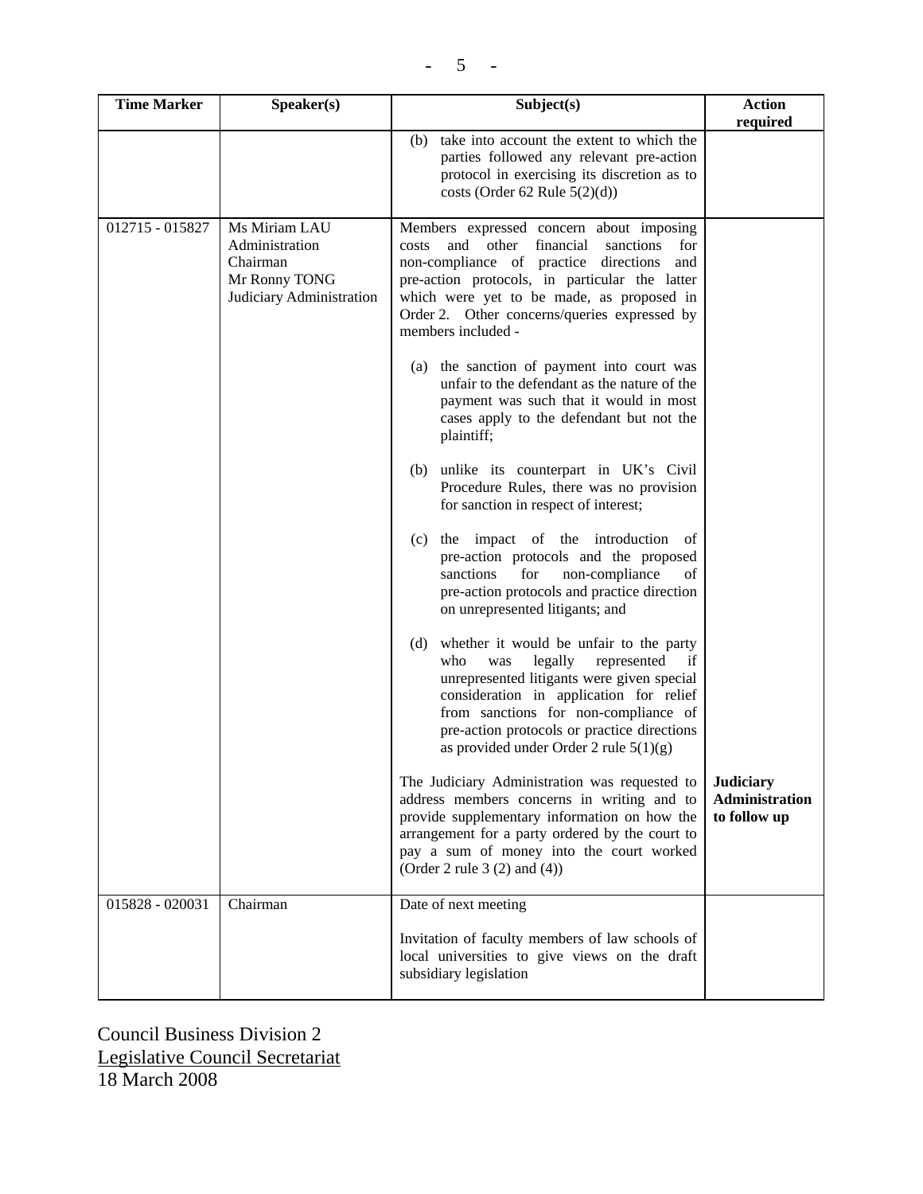| Time Marker | Speaker(s) | Subject(s) | Action required |
|---|---|---|---|
| | | (b) take into account the extent to which the parties followed any relevant pre-action protocol in exercising its discretion as to costs (Order 62 Rule 5(2)(d)) | |
| 012715 - 015827 | Ms Miriam LAU<br>Administration<br>Chairman<br>Mr Ronny TONG<br>Judiciary Administration | Members expressed concern about imposing costs and other financial sanctions for non-compliance of practice directions and pre-action protocols, in particular the latter which were yet to be made, as proposed in Order 2. Other concerns/queries expressed by members included -<br><br>(a) the sanction of payment into court was unfair to the defendant as the nature of the payment was such that it would in most cases apply to the defendant but not the plaintiff;<br><br>(b) unlike its counterpart in UK's Civil Procedure Rules, there was no provision for sanction in respect of interest;<br><br>(c) the impact of the introduction of pre-action protocols and the proposed sanctions for non-compliance of pre-action protocols and practice direction on unrepresented litigants; and<br><br>(d) whether it would be unfair to the party who was legally represented if unrepresented litigants were given special consideration in application for relief from sanctions for non-compliance of pre-action protocols or practice directions as provided under Order 2 rule 5(1)(g)<br><br>The Judiciary Administration was requested to address members concerns in writing and to provide supplementary information on how the arrangement for a party ordered by the court to pay a sum of money into the court worked (Order 2 rule 3 (2) and (4)) | **Judiciary Administration to follow up** |
| 015828 - 020031 | Chairman | Date of next meeting<br><br>Invitation of faculty members of law schools of local universities to give views on the draft subsidiary legislation | |

Council Business Division 2
Legislative Council Secretariat
18 March 2008